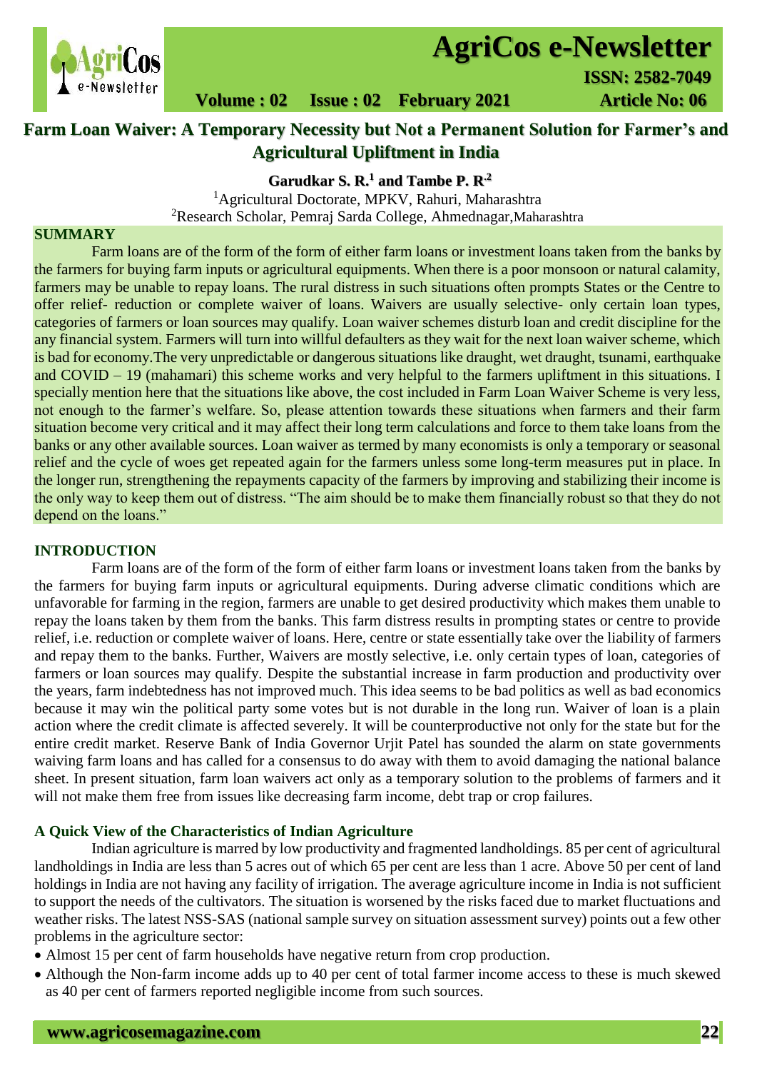# Farm Loan Waiver: A Temporary Necessity but Not a Permanent Solution for Farmer's and Agricultural Upliftment in India

**Garudkar S. R.[1] and Tambe P. R.[2]**

[1]Agricultural Doctorate, MPKV, Rahuri, Maharashtra
[2]Research Scholar, Pemraj Sarda College, Ahmednagar, Maharashtra

## SUMMARY

Farm loans are of the form of the form of either farm loans or investment loans taken from the banks by the farmers for buying farm inputs or agricultural equipments. When there is a poor monsoon or natural calamity, farmers may be unable to repay loans. The rural distress in such situations often prompts States or the Centre to offer relief- reduction or complete waiver of loans. Waivers are usually selective- only certain loan types, categories of farmers or loan sources may qualify. Loan waiver schemes disturb loan and credit discipline for the any financial system. Farmers will turn into willful defaulters as they wait for the next loan waiver scheme, which is bad for economy.The very unpredictable or dangerous situations like draught, wet draught, tsunami, earthquake and COVID – 19 (mahamari) this scheme works and very helpful to the farmers upliftment in this situations. I specially mention here that the situations like above, the cost included in Farm Loan Waiver Scheme is very less, not enough to the farmer's welfare. So, please attention towards these situations when farmers and their farm situation become very critical and it may affect their long term calculations and force to them take loans from the banks or any other available sources. Loan waiver as termed by many economists is only a temporary or seasonal relief and the cycle of woes get repeated again for the farmers unless some long-term measures put in place. In the longer run, strengthening the repayments capacity of the farmers by improving and stabilizing their income is the only way to keep them out of distress. "The aim should be to make them financially robust so that they do not depend on the loans."

## INTRODUCTION

Farm loans are of the form of the form of either farm loans or investment loans taken from the banks by the farmers for buying farm inputs or agricultural equipments. During adverse climatic conditions which are unfavorable for farming in the region, farmers are unable to get desired productivity which makes them unable to repay the loans taken by them from the banks. This farm distress results in prompting states or centre to provide relief, i.e. reduction or complete waiver of loans. Here, centre or state essentially take over the liability of farmers and repay them to the banks. Further, Waivers are mostly selective, i.e. only certain types of loan, categories of farmers or loan sources may qualify. Despite the substantial increase in farm production and productivity over the years, farm indebtedness has not improved much. This idea seems to be bad politics as well as bad economics because it may win the political party some votes but is not durable in the long run. Waiver of loan is a plain action where the credit climate is affected severely. It will be counterproductive not only for the state but for the entire credit market. Reserve Bank of India Governor Urjit Patel has sounded the alarm on state governments waiving farm loans and has called for a consensus to do away with them to avoid damaging the national balance sheet. In present situation, farm loan waivers act only as a temporary solution to the problems of farmers and it will not make them free from issues like decreasing farm income, debt trap or crop failures.

### A Quick View of the Characteristics of Indian Agriculture

Indian agriculture is marred by low productivity and fragmented landholdings. 85 per cent of agricultural landholdings in India are less than 5 acres out of which 65 per cent are less than 1 acre. Above 50 per cent of land holdings in India are not having any facility of irrigation. The average agriculture income in India is not sufficient to support the needs of the cultivators. The situation is worsened by the risks faced due to market fluctuations and weather risks. The latest NSS-SAS (national sample survey on situation assessment survey) points out a few other problems in the agriculture sector:

- Almost 15 per cent of farm households have negative return from crop production.
- Although the Non-farm income adds up to 40 per cent of total farmer income access to these is much skewed as 40 per cent of farmers reported negligible income from such sources.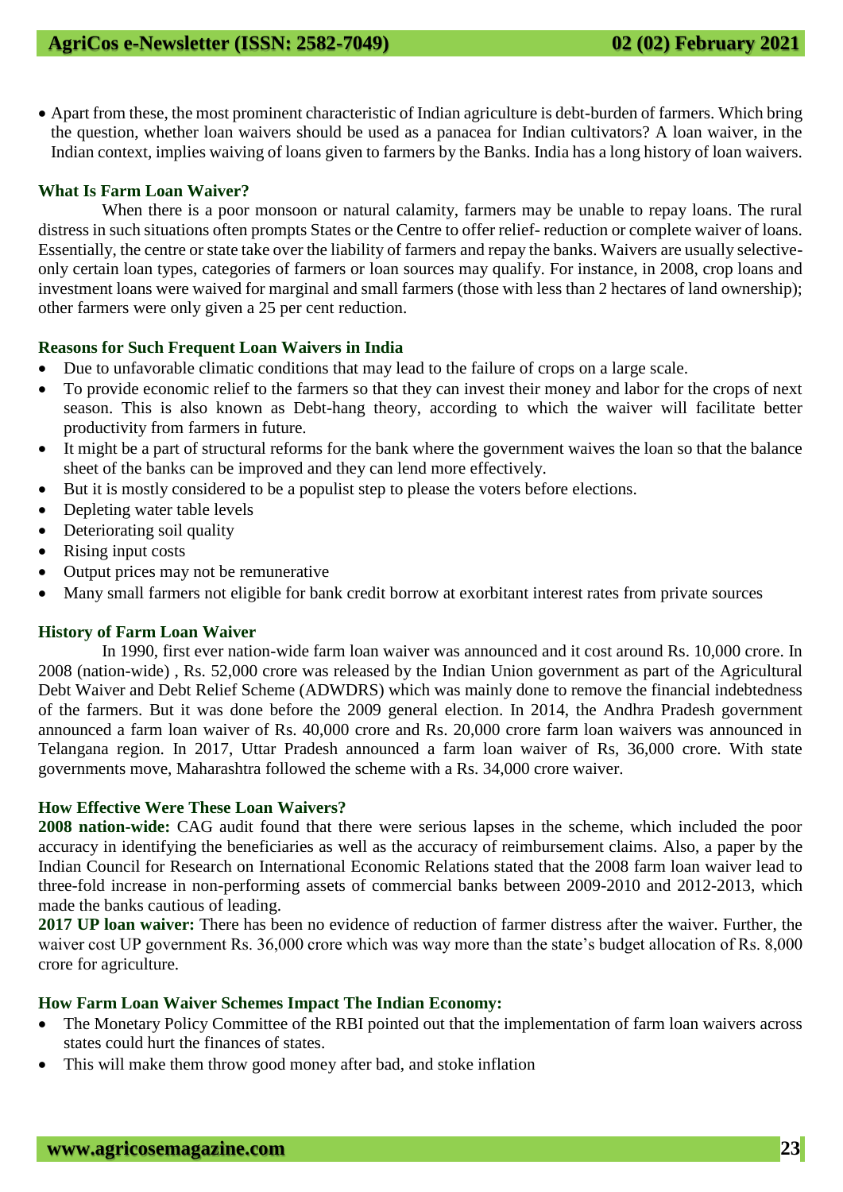- Apart from these, the most prominent characteristic of Indian agriculture is debt-burden of farmers. Which bring the question, whether loan waivers should be used as a panacea for Indian cultivators? A loan waiver, in the Indian context, implies waiving of loans given to farmers by the Banks. India has a long history of loan waivers.

### What Is Farm Loan Waiver?

When there is a poor monsoon or natural calamity, farmers may be unable to repay loans. The rural distress in such situations often prompts States or the Centre to offer relief- reduction or complete waiver of loans. Essentially, the centre or state take over the liability of farmers and repay the banks. Waivers are usually selective-only certain loan types, categories of farmers or loan sources may qualify. For instance, in 2008, crop loans and investment loans were waived for marginal and small farmers (those with less than 2 hectares of land ownership); other farmers were only given a 25 per cent reduction.

### Reasons for Such Frequent Loan Waivers in India

- Due to unfavorable climatic conditions that may lead to the failure of crops on a large scale.
- To provide economic relief to the farmers so that they can invest their money and labor for the crops of next season. This is also known as Debt-hang theory, according to which the waiver will facilitate better productivity from farmers in future.
- It might be a part of structural reforms for the bank where the government waives the loan so that the balance sheet of the banks can be improved and they can lend more effectively.
- But it is mostly considered to be a populist step to please the voters before elections.
- Depleting water table levels
- Deteriorating soil quality
- Rising input costs
- Output prices may not be remunerative
- Many small farmers not eligible for bank credit borrow at exorbitant interest rates from private sources

### History of Farm Loan Waiver

In 1990, first ever nation-wide farm loan waiver was announced and it cost around Rs. 10,000 crore. In 2008 (nation-wide) , Rs. 52,000 crore was released by the Indian Union government as part of the Agricultural Debt Waiver and Debt Relief Scheme (ADWDRS) which was mainly done to remove the financial indebtedness of the farmers. But it was done before the 2009 general election. In 2014, the Andhra Pradesh government announced a farm loan waiver of Rs. 40,000 crore and Rs. 20,000 crore farm loan waivers was announced in Telangana region. In 2017, Uttar Pradesh announced a farm loan waiver of Rs, 36,000 crore. With state governments move, Maharashtra followed the scheme with a Rs. 34,000 crore waiver.

### How Effective Were These Loan Waivers?

**2008 nation-wide:** CAG audit found that there were serious lapses in the scheme, which included the poor accuracy in identifying the beneficiaries as well as the accuracy of reimbursement claims. Also, a paper by the Indian Council for Research on International Economic Relations stated that the 2008 farm loan waiver lead to three-fold increase in non-performing assets of commercial banks between 2009-2010 and 2012-2013, which made the banks cautious of leading.

**2017 UP loan waiver:** There has been no evidence of reduction of farmer distress after the waiver. Further, the waiver cost UP government Rs. 36,000 crore which was way more than the state's budget allocation of Rs. 8,000 crore for agriculture.

### How Farm Loan Waiver Schemes Impact The Indian Economy:

- The Monetary Policy Committee of the RBI pointed out that the implementation of farm loan waivers across states could hurt the finances of states.
- This will make them throw good money after bad, and stoke inflation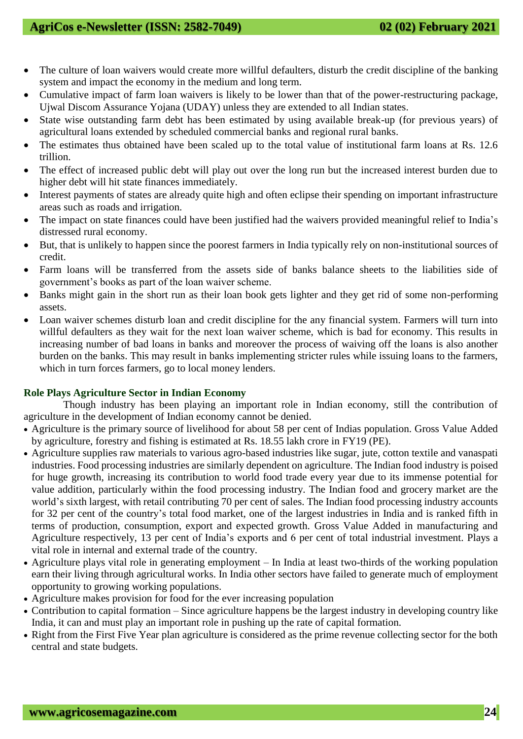- The culture of loan waivers would create more willful defaulters, disturb the credit discipline of the banking system and impact the economy in the medium and long term.
- Cumulative impact of farm loan waivers is likely to be lower than that of the power-restructuring package, Ujwal Discom Assurance Yojana (UDAY) unless they are extended to all Indian states.
- State wise outstanding farm debt has been estimated by using available break-up (for previous years) of agricultural loans extended by scheduled commercial banks and regional rural banks.
- The estimates thus obtained have been scaled up to the total value of institutional farm loans at Rs. 12.6 trillion.
- The effect of increased public debt will play out over the long run but the increased interest burden due to higher debt will hit state finances immediately.
- Interest payments of states are already quite high and often eclipse their spending on important infrastructure areas such as roads and irrigation.
- The impact on state finances could have been justified had the waivers provided meaningful relief to India's distressed rural economy.
- But, that is unlikely to happen since the poorest farmers in India typically rely on non-institutional sources of credit.
- Farm loans will be transferred from the assets side of banks balance sheets to the liabilities side of government's books as part of the loan waiver scheme.
- Banks might gain in the short run as their loan book gets lighter and they get rid of some non-performing assets.
- Loan waiver schemes disturb loan and credit discipline for the any financial system. Farmers will turn into willful defaulters as they wait for the next loan waiver scheme, which is bad for economy. This results in increasing number of bad loans in banks and moreover the process of waiving off the loans is also another burden on the banks. This may result in banks implementing stricter rules while issuing loans to the farmers, which in turn forces farmers, go to local money lenders.

**Role Plays Agriculture Sector in Indian Economy**

Though industry has been playing an important role in Indian economy, still the contribution of agriculture in the development of Indian economy cannot be denied.

- Agriculture is the primary source of livelihood for about 58 per cent of Indias population. Gross Value Added by agriculture, forestry and fishing is estimated at Rs. 18.55 lakh crore in FY19 (PE).
- Agriculture supplies raw materials to various agro-based industries like sugar, jute, cotton textile and vanaspati industries. Food processing industries are similarly dependent on agriculture. The Indian food industry is poised for huge growth, increasing its contribution to world food trade every year due to its immense potential for value addition, particularly within the food processing industry. The Indian food and grocery market are the world's sixth largest, with retail contributing 70 per cent of sales. The Indian food processing industry accounts for 32 per cent of the country's total food market, one of the largest industries in India and is ranked fifth in terms of production, consumption, export and expected growth. Gross Value Added in manufacturing and Agriculture respectively, 13 per cent of India's exports and 6 per cent of total industrial investment. Plays a vital role in internal and external trade of the country.
- Agriculture plays vital role in generating employment – In India at least two-thirds of the working population earn their living through agricultural works. In India other sectors have failed to generate much of employment opportunity to growing working populations.
- Agriculture makes provision for food for the ever increasing population
- Contribution to capital formation – Since agriculture happens be the largest industry in developing country like India, it can and must play an important role in pushing up the rate of capital formation.
- Right from the First Five Year plan agriculture is considered as the prime revenue collecting sector for the both central and state budgets.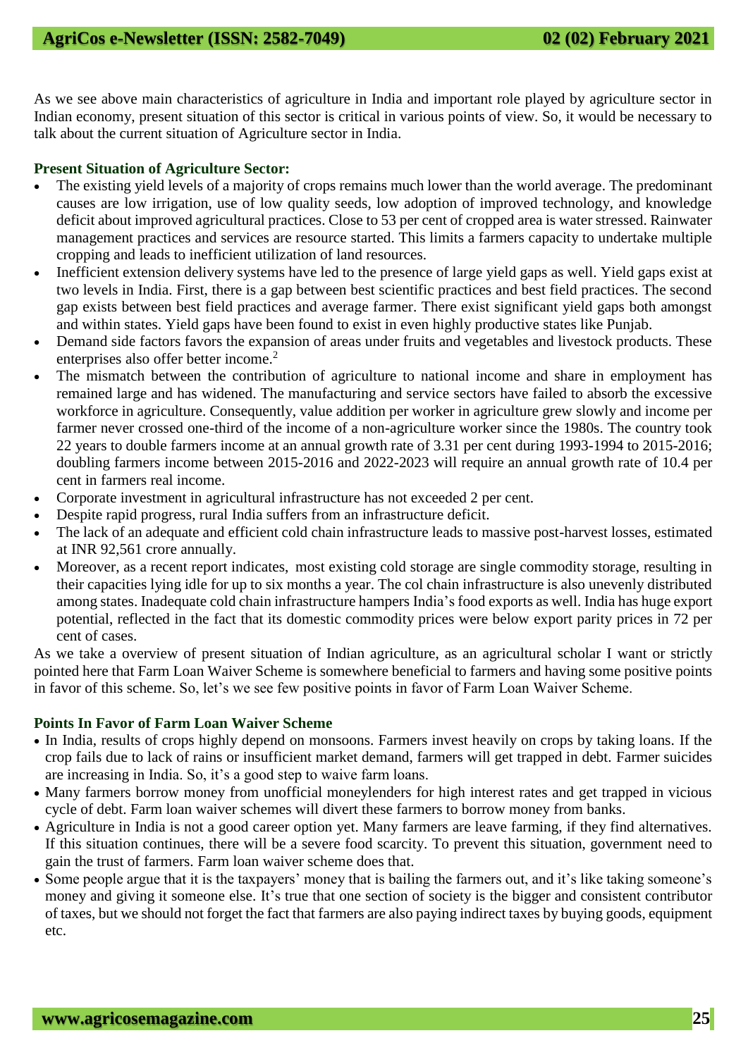As we see above main characteristics of agriculture in India and important role played by agriculture sector in Indian economy, present situation of this sector is critical in various points of view. So, it would be necessary to talk about the current situation of Agriculture sector in India.

**Present Situation of Agriculture Sector:**

- The existing yield levels of a majority of crops remains much lower than the world average. The predominant causes are low irrigation, use of low quality seeds, low adoption of improved technology, and knowledge deficit about improved agricultural practices. Close to 53 per cent of cropped area is water stressed. Rainwater management practices and services are resource started. This limits a farmers capacity to undertake multiple cropping and leads to inefficient utilization of land resources.
- Inefficient extension delivery systems have led to the presence of large yield gaps as well. Yield gaps exist at two levels in India. First, there is a gap between best scientific practices and best field practices. The second gap exists between best field practices and average farmer. There exist significant yield gaps both amongst and within states. Yield gaps have been found to exist in even highly productive states like Punjab.
- Demand side factors favors the expansion of areas under fruits and vegetables and livestock products. These enterprises also offer better income.[2]
- The mismatch between the contribution of agriculture to national income and share in employment has remained large and has widened. The manufacturing and service sectors have failed to absorb the excessive workforce in agriculture. Consequently, value addition per worker in agriculture grew slowly and income per farmer never crossed one-third of the income of a non-agriculture worker since the 1980s. The country took 22 years to double farmers income at an annual growth rate of 3.31 per cent during 1993-1994 to 2015-2016; doubling farmers income between 2015-2016 and 2022-2023 will require an annual growth rate of 10.4 per cent in farmers real income.
- Corporate investment in agricultural infrastructure has not exceeded 2 per cent.
- Despite rapid progress, rural India suffers from an infrastructure deficit.
- The lack of an adequate and efficient cold chain infrastructure leads to massive post-harvest losses, estimated at INR 92,561 crore annually.
- Moreover, as a recent report indicates, most existing cold storage are single commodity storage, resulting in their capacities lying idle for up to six months a year. The col chain infrastructure is also unevenly distributed among states. Inadequate cold chain infrastructure hampers India's food exports as well. India has huge export potential, reflected in the fact that its domestic commodity prices were below export parity prices in 72 per cent of cases.

As we take a overview of present situation of Indian agriculture, as an agricultural scholar I want or strictly pointed here that Farm Loan Waiver Scheme is somewhere beneficial to farmers and having some positive points in favor of this scheme. So, let's we see few positive points in favor of Farm Loan Waiver Scheme.

**Points In Favor of Farm Loan Waiver Scheme**

- In India, results of crops highly depend on monsoons. Farmers invest heavily on crops by taking loans. If the crop fails due to lack of rains or insufficient market demand, farmers will get trapped in debt. Farmer suicides are increasing in India. So, it's a good step to waive farm loans.
- Many farmers borrow money from unofficial moneylenders for high interest rates and get trapped in vicious cycle of debt. Farm loan waiver schemes will divert these farmers to borrow money from banks.
- Agriculture in India is not a good career option yet. Many farmers are leave farming, if they find alternatives. If this situation continues, there will be a severe food scarcity. To prevent this situation, government need to gain the trust of farmers. Farm loan waiver scheme does that.
- Some people argue that it is the taxpayers' money that is bailing the farmers out, and it's like taking someone's money and giving it someone else. It's true that one section of society is the bigger and consistent contributor of taxes, but we should not forget the fact that farmers are also paying indirect taxes by buying goods, equipment etc.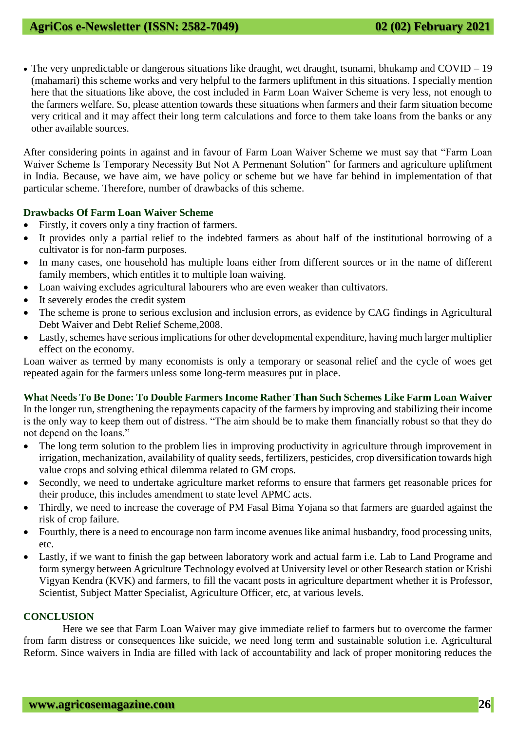- The very unpredictable or dangerous situations like draught, wet draught, tsunami, bhukamp and COVID – 19 (mahamari) this scheme works and very helpful to the farmers upliftment in this situations. I specially mention here that the situations like above, the cost included in Farm Loan Waiver Scheme is very less, not enough to the farmers welfare. So, please attention towards these situations when farmers and their farm situation become very critical and it may affect their long term calculations and force to them take loans from the banks or any other available sources.

After considering points in against and in favour of Farm Loan Waiver Scheme we must say that "Farm Loan Waiver Scheme Is Temporary Necessity But Not A Permenant Solution" for farmers and agriculture upliftment in India. Because, we have aim, we have policy or scheme but we have far behind in implementation of that particular scheme. Therefore, number of drawbacks of this scheme.

### Drawbacks Of Farm Loan Waiver Scheme

- Firstly, it covers only a tiny fraction of farmers.
- It provides only a partial relief to the indebted farmers as about half of the institutional borrowing of a cultivator is for non-farm purposes.
- In many cases, one household has multiple loans either from different sources or in the name of different family members, which entitles it to multiple loan waiving.
- Loan waiving excludes agricultural labourers who are even weaker than cultivators.
- It severely erodes the credit system
- The scheme is prone to serious exclusion and inclusion errors, as evidence by CAG findings in Agricultural Debt Waiver and Debt Relief Scheme,2008.
- Lastly, schemes have serious implications for other developmental expenditure, having much larger multiplier effect on the economy.

Loan waiver as termed by many economists is only a temporary or seasonal relief and the cycle of woes get repeated again for the farmers unless some long-term measures put in place.

### What Needs To Be Done: To Double Farmers Income Rather Than Such Schemes Like Farm Loan Waiver

In the longer run, strengthening the repayments capacity of the farmers by improving and stabilizing their income is the only way to keep them out of distress. "The aim should be to make them financially robust so that they do not depend on the loans."

- The long term solution to the problem lies in improving productivity in agriculture through improvement in irrigation, mechanization, availability of quality seeds, fertilizers, pesticides, crop diversification towards high value crops and solving ethical dilemma related to GM crops.
- Secondly, we need to undertake agriculture market reforms to ensure that farmers get reasonable prices for their produce, this includes amendment to state level APMC acts.
- Thirdly, we need to increase the coverage of PM Fasal Bima Yojana so that farmers are guarded against the risk of crop failure.
- Fourthly, there is a need to encourage non farm income avenues like animal husbandry, food processing units, etc.
- Lastly, if we want to finish the gap between laboratory work and actual farm i.e. Lab to Land Programe and form synergy between Agriculture Technology evolved at University level or other Research station or Krishi Vigyan Kendra (KVK) and farmers, to fill the vacant posts in agriculture department whether it is Professor, Scientist, Subject Matter Specialist, Agriculture Officer, etc, at various levels.

## CONCLUSION

Here we see that Farm Loan Waiver may give immediate relief to farmers but to overcome the farmer from farm distress or consequences like suicide, we need long term and sustainable solution i.e. Agricultural Reform. Since waivers in India are filled with lack of accountability and lack of proper monitoring reduces the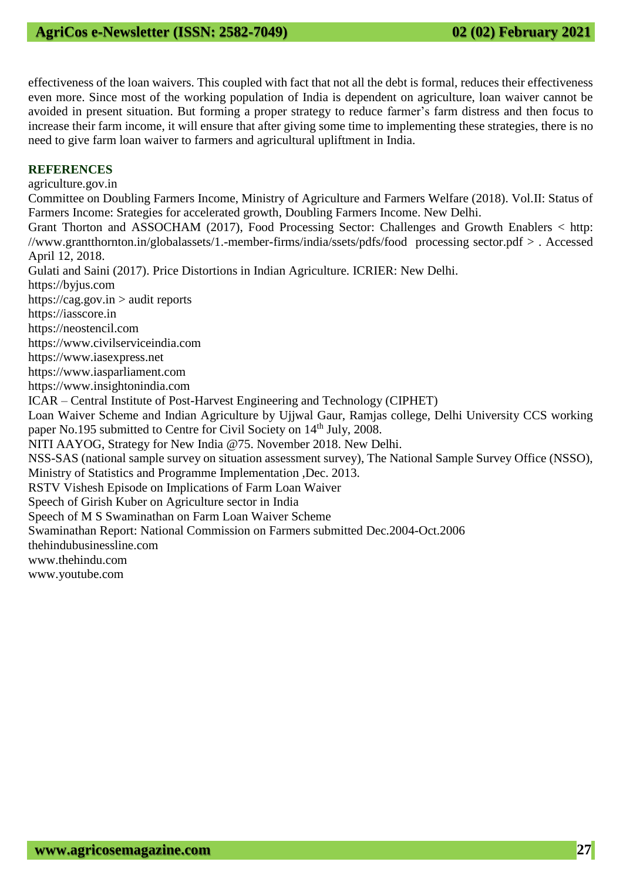effectiveness of the loan waivers. This coupled with fact that not all the debt is formal, reduces their effectiveness even more. Since most of the working population of India is dependent on agriculture, loan waiver cannot be avoided in present situation. But forming a proper strategy to reduce farmer's farm distress and then focus to increase their farm income, it will ensure that after giving some time to implementing these strategies, there is no need to give farm loan waiver to farmers and agricultural upliftment in India.

## REFERENCES

agriculture.gov.in

Committee on Doubling Farmers Income, Ministry of Agriculture and Farmers Welfare (2018). Vol.II: Status of Farmers Income: Srategies for accelerated growth, Doubling Farmers Income. New Delhi.

Grant Thorton and ASSOCHAM (2017), Food Processing Sector: Challenges and Growth Enablers < http: //www.grantthornton.in/globalassets/1.-member-firms/india/ssets/pdfs/food processing sector.pdf > . Accessed April 12, 2018.

Gulati and Saini (2017). Price Distortions in Indian Agriculture. ICRIER: New Delhi.

https://byjus.com

https://cag.gov.in > audit reports

https://iasscore.in

https://neostencil.com

https://www.civilserviceindia.com

https://www.iasexpress.net

https://www.iasparliament.com

https://www.insightonindia.com

ICAR – Central Institute of Post-Harvest Engineering and Technology (CIPHET)

Loan Waiver Scheme and Indian Agriculture by Ujjwal Gaur, Ramjas college, Delhi University CCS working paper No.195 submitted to Centre for Civil Society on 14th July, 2008.

NITI AAYOG, Strategy for New India @75. November 2018. New Delhi.

NSS-SAS (national sample survey on situation assessment survey), The National Sample Survey Office (NSSO), Ministry of Statistics and Programme Implementation ,Dec. 2013.

RSTV Vishesh Episode on Implications of Farm Loan Waiver

Speech of Girish Kuber on Agriculture sector in India

Speech of M S Swaminathan on Farm Loan Waiver Scheme

Swaminathan Report: National Commission on Farmers submitted Dec.2004-Oct.2006

thehindubusinessline.com

www.thehindu.com

www.youtube.com